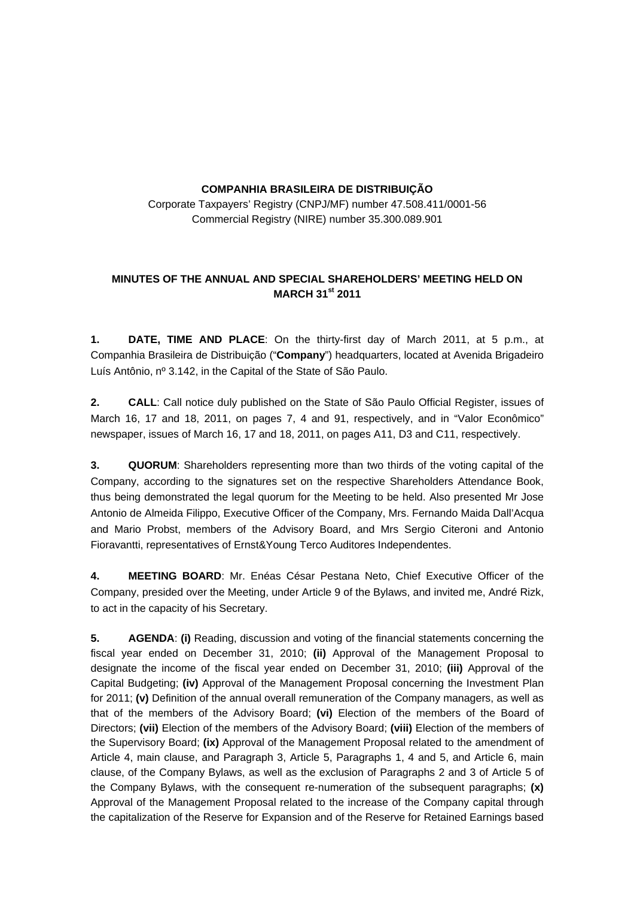**COMPANHIA BRASILEIRA DE DISTRIBUIÇÃO**

Corporate Taxpayers' Registry (CNPJ/MF) number 47.508.411/0001-56
Commercial Registry (NIRE) number 35.300.089.901

## MINUTES OF THE ANNUAL AND SPECIAL SHAREHOLDERS' MEETING HELD ON MARCH 31st 2011

**1. DATE, TIME AND PLACE**: On the thirty-first day of March 2011, at 5 p.m., at Companhia Brasileira de Distribuição ("**Company**") headquarters, located at Avenida Brigadeiro Luís Antônio, nº 3.142, in the Capital of the State of São Paulo.

**2. CALL**: Call notice duly published on the State of São Paulo Official Register, issues of March 16, 17 and 18, 2011, on pages 7, 4 and 91, respectively, and in "Valor Econômico" newspaper, issues of March 16, 17 and 18, 2011, on pages A11, D3 and C11, respectively.

**3. QUORUM**: Shareholders representing more than two thirds of the voting capital of the Company, according to the signatures set on the respective Shareholders Attendance Book, thus being demonstrated the legal quorum for the Meeting to be held. Also presented Mr Jose Antonio de Almeida Filippo, Executive Officer of the Company, Mrs. Fernando Maida Dall'Acqua and Mario Probst, members of the Advisory Board, and Mrs Sergio Citeroni and Antonio Fioravantti, representatives of Ernst&Young Terco Auditores Independentes.

**4. MEETING BOARD**: Mr. Enéas César Pestana Neto, Chief Executive Officer of the Company, presided over the Meeting, under Article 9 of the Bylaws, and invited me, André Rizk, to act in the capacity of his Secretary.

**5. AGENDA**: **(i)** Reading, discussion and voting of the financial statements concerning the fiscal year ended on December 31, 2010; **(ii)** Approval of the Management Proposal to designate the income of the fiscal year ended on December 31, 2010; **(iii)** Approval of the Capital Budgeting; **(iv)** Approval of the Management Proposal concerning the Investment Plan for 2011; **(v)** Definition of the annual overall remuneration of the Company managers, as well as that of the members of the Advisory Board; **(vi)** Election of the members of the Board of Directors; **(vii)** Election of the members of the Advisory Board; **(viii)** Election of the members of the Supervisory Board; **(ix)** Approval of the Management Proposal related to the amendment of Article 4, main clause, and Paragraph 3, Article 5, Paragraphs 1, 4 and 5, and Article 6, main clause, of the Company Bylaws, as well as the exclusion of Paragraphs 2 and 3 of Article 5 of the Company Bylaws, with the consequent re-numeration of the subsequent paragraphs; **(x)** Approval of the Management Proposal related to the increase of the Company capital through the capitalization of the Reserve for Expansion and of the Reserve for Retained Earnings based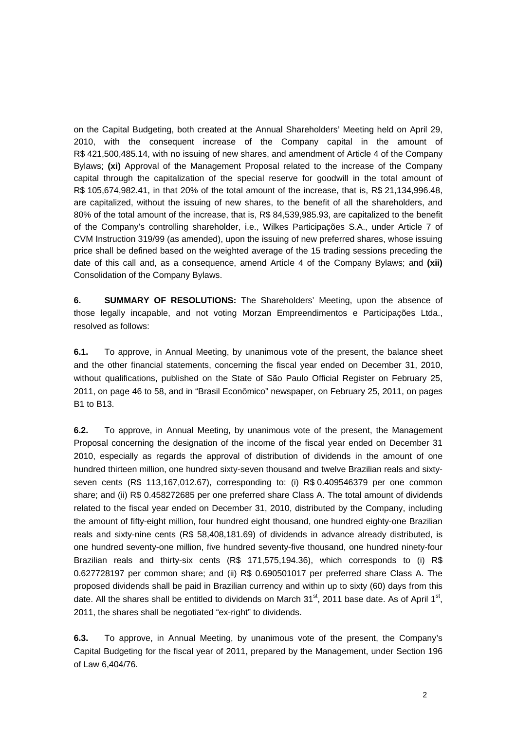on the Capital Budgeting, both created at the Annual Shareholders' Meeting held on April 29, 2010, with the consequent increase of the Company capital in the amount of R$ 421,500,485.14, with no issuing of new shares, and amendment of Article 4 of the Company Bylaws; **(xi)** Approval of the Management Proposal related to the increase of the Company capital through the capitalization of the special reserve for goodwill in the total amount of R$ 105,674,982.41, in that 20% of the total amount of the increase, that is, R$ 21,134,996.48, are capitalized, without the issuing of new shares, to the benefit of all the shareholders, and 80% of the total amount of the increase, that is, R$ 84,539,985.93, are capitalized to the benefit of the Company's controlling shareholder, i.e., Wilkes Participações S.A., under Article 7 of CVM Instruction 319/99 (as amended), upon the issuing of new preferred shares, whose issuing price shall be defined based on the weighted average of the 15 trading sessions preceding the date of this call and, as a consequence, amend Article 4 of the Company Bylaws; and **(xii)** Consolidation of the Company Bylaws.

**6. SUMMARY OF RESOLUTIONS:** The Shareholders' Meeting, upon the absence of those legally incapable, and not voting Morzan Empreendimentos e Participações Ltda., resolved as follows:

**6.1.** To approve, in Annual Meeting, by unanimous vote of the present, the balance sheet and the other financial statements, concerning the fiscal year ended on December 31, 2010, without qualifications, published on the State of São Paulo Official Register on February 25, 2011, on page 46 to 58, and in "Brasil Econômico" newspaper, on February 25, 2011, on pages B1 to B13.

**6.2.** To approve, in Annual Meeting, by unanimous vote of the present, the Management Proposal concerning the designation of the income of the fiscal year ended on December 31 2010, especially as regards the approval of distribution of dividends in the amount of one hundred thirteen million, one hundred sixty-seven thousand and twelve Brazilian reals and sixty-seven cents (R$ 113,167,012.67), corresponding to: (i) R$ 0.409546379 per one common share; and (ii) R$ 0.458272685 per one preferred share Class A. The total amount of dividends related to the fiscal year ended on December 31, 2010, distributed by the Company, including the amount of fifty-eight million, four hundred eight thousand, one hundred eighty-one Brazilian reals and sixty-nine cents (R$ 58,408,181.69) of dividends in advance already distributed, is one hundred seventy-one million, five hundred seventy-five thousand, one hundred ninety-four Brazilian reals and thirty-six cents (R$ 171,575,194.36), which corresponds to (i) R$ 0.627728197 per common share; and (ii) R$ 0.690501017 per preferred share Class A. The proposed dividends shall be paid in Brazilian currency and within up to sixty (60) days from this date. All the shares shall be entitled to dividends on March 31st, 2011 base date. As of April 1st, 2011, the shares shall be negotiated "ex-right" to dividends.

**6.3.** To approve, in Annual Meeting, by unanimous vote of the present, the Company's Capital Budgeting for the fiscal year of 2011, prepared by the Management, under Section 196 of Law 6,404/76.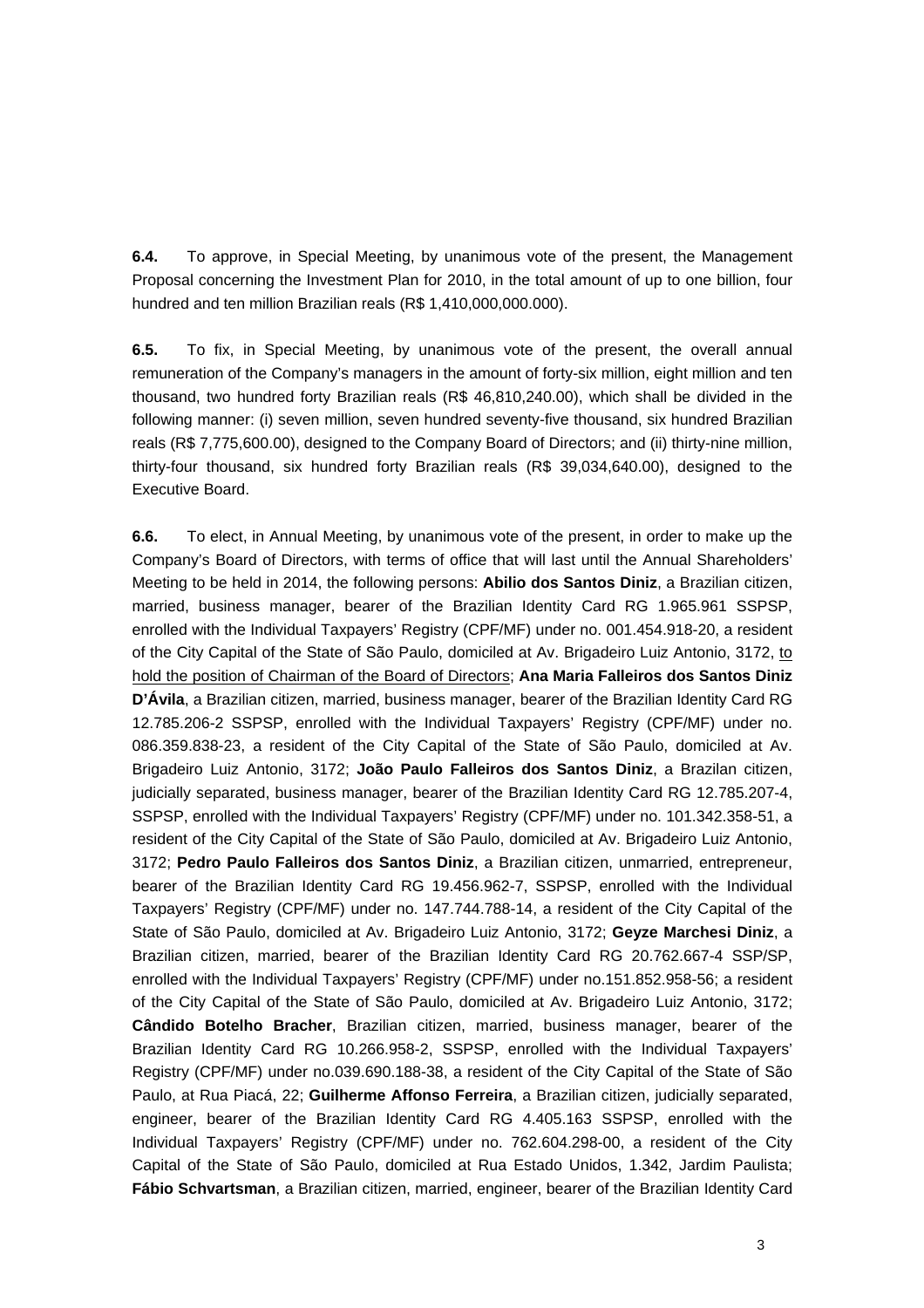**6.4.** To approve, in Special Meeting, by unanimous vote of the present, the Management Proposal concerning the Investment Plan for 2010, in the total amount of up to one billion, four hundred and ten million Brazilian reals (R$ 1,410,000,000.000).

**6.5.** To fix, in Special Meeting, by unanimous vote of the present, the overall annual remuneration of the Company's managers in the amount of forty-six million, eight million and ten thousand, two hundred forty Brazilian reals (R$ 46,810,240.00), which shall be divided in the following manner: (i) seven million, seven hundred seventy-five thousand, six hundred Brazilian reals (R$ 7,775,600.00), designed to the Company Board of Directors; and (ii) thirty-nine million, thirty-four thousand, six hundred forty Brazilian reals (R$ 39,034,640.00), designed to the Executive Board.

**6.6.** To elect, in Annual Meeting, by unanimous vote of the present, in order to make up the Company's Board of Directors, with terms of office that will last until the Annual Shareholders' Meeting to be held in 2014, the following persons: **Abilio dos Santos Diniz**, a Brazilian citizen, married, business manager, bearer of the Brazilian Identity Card RG 1.965.961 SSPSP, enrolled with the Individual Taxpayers' Registry (CPF/MF) under no. 001.454.918-20, a resident of the City Capital of the State of São Paulo, domiciled at Av. Brigadeiro Luiz Antonio, 3172, <u>to hold the position of Chairman of the Board of Directors</u>; **Ana Maria Falleiros dos Santos Diniz D'Ávila**, a Brazilian citizen, married, business manager, bearer of the Brazilian Identity Card RG 12.785.206-2 SSPSP, enrolled with the Individual Taxpayers' Registry (CPF/MF) under no. 086.359.838-23, a resident of the City Capital of the State of São Paulo, domiciled at Av. Brigadeiro Luiz Antonio, 3172; **João Paulo Falleiros dos Santos Diniz**, a Brazilan citizen, judicially separated, business manager, bearer of the Brazilian Identity Card RG 12.785.207-4, SSPSP, enrolled with the Individual Taxpayers' Registry (CPF/MF) under no. 101.342.358-51, a resident of the City Capital of the State of São Paulo, domiciled at Av. Brigadeiro Luiz Antonio, 3172; **Pedro Paulo Falleiros dos Santos Diniz**, a Brazilian citizen, unmarried, entrepreneur, bearer of the Brazilian Identity Card RG 19.456.962-7, SSPSP, enrolled with the Individual Taxpayers' Registry (CPF/MF) under no. 147.744.788-14, a resident of the City Capital of the State of São Paulo, domiciled at Av. Brigadeiro Luiz Antonio, 3172; **Geyze Marchesi Diniz**, a Brazilian citizen, married, bearer of the Brazilian Identity Card RG 20.762.667-4 SSP/SP, enrolled with the Individual Taxpayers' Registry (CPF/MF) under no.151.852.958-56; a resident of the City Capital of the State of São Paulo, domiciled at Av. Brigadeiro Luiz Antonio, 3172; **Cândido Botelho Bracher**, Brazilian citizen, married, business manager, bearer of the Brazilian Identity Card RG 10.266.958-2, SSPSP, enrolled with the Individual Taxpayers' Registry (CPF/MF) under no.039.690.188-38, a resident of the City Capital of the State of São Paulo, at Rua Piacá, 22; **Guilherme Affonso Ferreira**, a Brazilian citizen, judicially separated, engineer, bearer of the Brazilian Identity Card RG 4.405.163 SSPSP, enrolled with the Individual Taxpayers' Registry (CPF/MF) under no. 762.604.298-00, a resident of the City Capital of the State of São Paulo, domiciled at Rua Estado Unidos, 1.342, Jardim Paulista; **Fábio Schvartsman**, a Brazilian citizen, married, engineer, bearer of the Brazilian Identity Card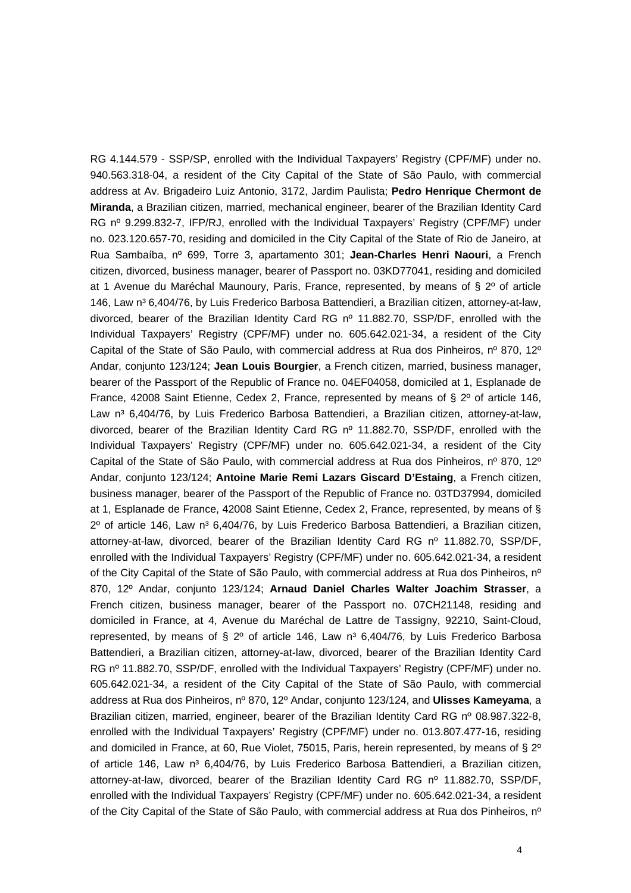RG 4.144.579 - SSP/SP, enrolled with the Individual Taxpayers' Registry (CPF/MF) under no. 940.563.318-04, a resident of the City Capital of the State of São Paulo, with commercial address at Av. Brigadeiro Luiz Antonio, 3172, Jardim Paulista; **Pedro Henrique Chermont de Miranda**, a Brazilian citizen, married, mechanical engineer, bearer of the Brazilian Identity Card RG nº 9.299.832-7, IFP/RJ, enrolled with the Individual Taxpayers' Registry (CPF/MF) under no. 023.120.657-70, residing and domiciled in the City Capital of the State of Rio de Janeiro, at Rua Sambaíba, nº 699, Torre 3, apartamento 301; **Jean-Charles Henri Naouri**, a French citizen, divorced, business manager, bearer of Passport no. 03KD77041, residing and domiciled at 1 Avenue du Maréchal Maunoury, Paris, France, represented, by means of § 2º of article 146, Law n³ 6,404/76, by Luis Frederico Barbosa Battendieri, a Brazilian citizen, attorney-at-law, divorced, bearer of the Brazilian Identity Card RG nº 11.882.70, SSP/DF, enrolled with the Individual Taxpayers' Registry (CPF/MF) under no. 605.642.021-34, a resident of the City Capital of the State of São Paulo, with commercial address at Rua dos Pinheiros, nº 870, 12º Andar, conjunto 123/124; **Jean Louis Bourgier**, a French citizen, married, business manager, bearer of the Passport of the Republic of France no. 04EF04058, domiciled at 1, Esplanade de France, 42008 Saint Etienne, Cedex 2, France, represented by means of § 2º of article 146, Law n³ 6,404/76, by Luis Frederico Barbosa Battendieri, a Brazilian citizen, attorney-at-law, divorced, bearer of the Brazilian Identity Card RG nº 11.882.70, SSP/DF, enrolled with the Individual Taxpayers' Registry (CPF/MF) under no. 605.642.021-34, a resident of the City Capital of the State of São Paulo, with commercial address at Rua dos Pinheiros, nº 870, 12º Andar, conjunto 123/124; **Antoine Marie Remi Lazars Giscard D'Estaing**, a French citizen, business manager, bearer of the Passport of the Republic of France no. 03TD37994, domiciled at 1, Esplanade de France, 42008 Saint Etienne, Cedex 2, France, represented, by means of § 2º of article 146, Law n³ 6,404/76, by Luis Frederico Barbosa Battendieri, a Brazilian citizen, attorney-at-law, divorced, bearer of the Brazilian Identity Card RG nº 11.882.70, SSP/DF, enrolled with the Individual Taxpayers' Registry (CPF/MF) under no. 605.642.021-34, a resident of the City Capital of the State of São Paulo, with commercial address at Rua dos Pinheiros, nº 870, 12º Andar, conjunto 123/124; **Arnaud Daniel Charles Walter Joachim Strasser**, a French citizen, business manager, bearer of the Passport no. 07CH21148, residing and domiciled in France, at 4, Avenue du Maréchal de Lattre de Tassigny, 92210, Saint-Cloud, represented, by means of § 2º of article 146, Law n³ 6,404/76, by Luis Frederico Barbosa Battendieri, a Brazilian citizen, attorney-at-law, divorced, bearer of the Brazilian Identity Card RG nº 11.882.70, SSP/DF, enrolled with the Individual Taxpayers' Registry (CPF/MF) under no. 605.642.021-34, a resident of the City Capital of the State of São Paulo, with commercial address at Rua dos Pinheiros, nº 870, 12º Andar, conjunto 123/124, and **Ulisses Kameyama**, a Brazilian citizen, married, engineer, bearer of the Brazilian Identity Card RG nº 08.987.322-8, enrolled with the Individual Taxpayers' Registry (CPF/MF) under no. 013.807.477-16, residing and domiciled in France, at 60, Rue Violet, 75015, Paris, herein represented, by means of § 2º of article 146, Law n³ 6,404/76, by Luis Frederico Barbosa Battendieri, a Brazilian citizen, attorney-at-law, divorced, bearer of the Brazilian Identity Card RG nº 11.882.70, SSP/DF, enrolled with the Individual Taxpayers' Registry (CPF/MF) under no. 605.642.021-34, a resident of the City Capital of the State of São Paulo, with commercial address at Rua dos Pinheiros, nº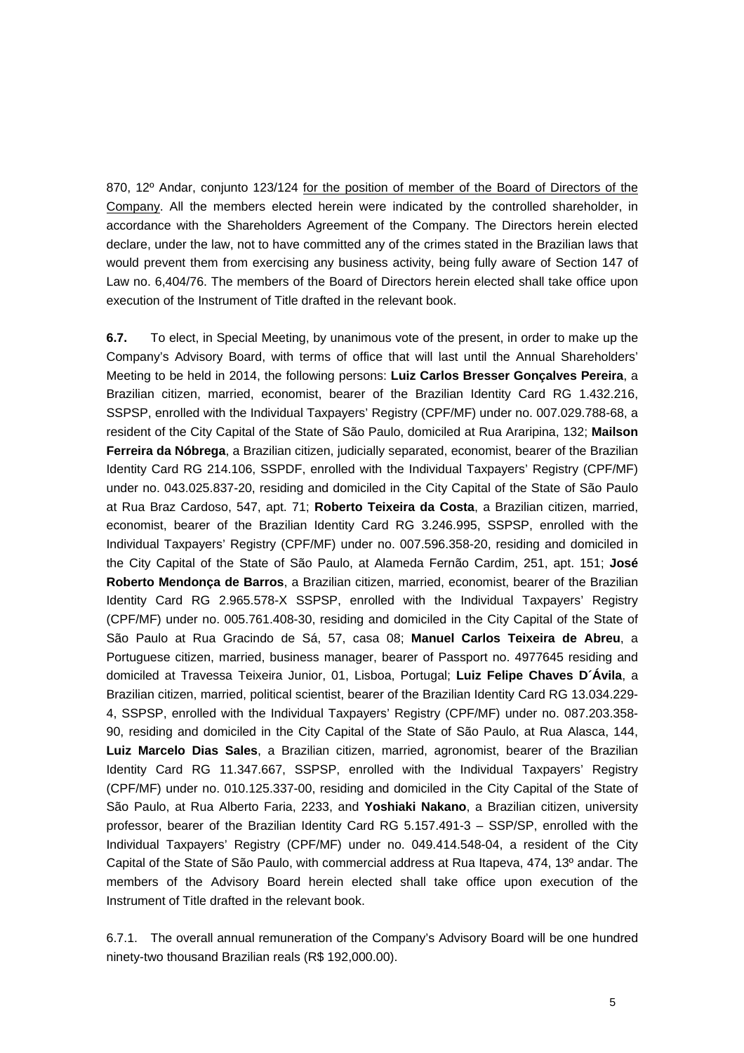870, 12º Andar, conjunto 123/124 for the position of member of the Board of Directors of the Company. All the members elected herein were indicated by the controlled shareholder, in accordance with the Shareholders Agreement of the Company. The Directors herein elected declare, under the law, not to have committed any of the crimes stated in the Brazilian laws that would prevent them from exercising any business activity, being fully aware of Section 147 of Law no. 6,404/76. The members of the Board of Directors herein elected shall take office upon execution of the Instrument of Title drafted in the relevant book.

**6.7.** To elect, in Special Meeting, by unanimous vote of the present, in order to make up the Company's Advisory Board, with terms of office that will last until the Annual Shareholders' Meeting to be held in 2014, the following persons: **Luiz Carlos Bresser Gonçalves Pereira**, a Brazilian citizen, married, economist, bearer of the Brazilian Identity Card RG 1.432.216, SSPSP, enrolled with the Individual Taxpayers' Registry (CPF/MF) under no. 007.029.788-68, a resident of the City Capital of the State of São Paulo, domiciled at Rua Araripina, 132; **Mailson Ferreira da Nóbrega**, a Brazilian citizen, judicially separated, economist, bearer of the Brazilian Identity Card RG 214.106, SSPDF, enrolled with the Individual Taxpayers' Registry (CPF/MF) under no. 043.025.837-20, residing and domiciled in the City Capital of the State of São Paulo at Rua Braz Cardoso, 547, apt. 71; **Roberto Teixeira da Costa**, a Brazilian citizen, married, economist, bearer of the Brazilian Identity Card RG 3.246.995, SSPSP, enrolled with the Individual Taxpayers' Registry (CPF/MF) under no. 007.596.358-20, residing and domiciled in the City Capital of the State of São Paulo, at Alameda Fernão Cardim, 251, apt. 151; **José Roberto Mendonça de Barros**, a Brazilian citizen, married, economist, bearer of the Brazilian Identity Card RG 2.965.578-X SSPSP, enrolled with the Individual Taxpayers' Registry (CPF/MF) under no. 005.761.408-30, residing and domiciled in the City Capital of the State of São Paulo at Rua Gracindo de Sá, 57, casa 08; **Manuel Carlos Teixeira de Abreu**, a Portuguese citizen, married, business manager, bearer of Passport no. 4977645 residing and domiciled at Travessa Teixeira Junior, 01, Lisboa, Portugal; **Luiz Felipe Chaves D´Ávila**, a Brazilian citizen, married, political scientist, bearer of the Brazilian Identity Card RG 13.034.229-4, SSPSP, enrolled with the Individual Taxpayers' Registry (CPF/MF) under no. 087.203.358-90, residing and domiciled in the City Capital of the State of São Paulo, at Rua Alasca, 144, **Luiz Marcelo Dias Sales**, a Brazilian citizen, married, agronomist, bearer of the Brazilian Identity Card RG 11.347.667, SSPSP, enrolled with the Individual Taxpayers' Registry (CPF/MF) under no. 010.125.337-00, residing and domiciled in the City Capital of the State of São Paulo, at Rua Alberto Faria, 2233, and **Yoshiaki Nakano**, a Brazilian citizen, university professor, bearer of the Brazilian Identity Card RG 5.157.491-3 – SSP/SP, enrolled with the Individual Taxpayers' Registry (CPF/MF) under no. 049.414.548-04, a resident of the City Capital of the State of São Paulo, with commercial address at Rua Itapeva, 474, 13º andar. The members of the Advisory Board herein elected shall take office upon execution of the Instrument of Title drafted in the relevant book.

6.7.1. The overall annual remuneration of the Company's Advisory Board will be one hundred ninety-two thousand Brazilian reals (R$ 192,000.00).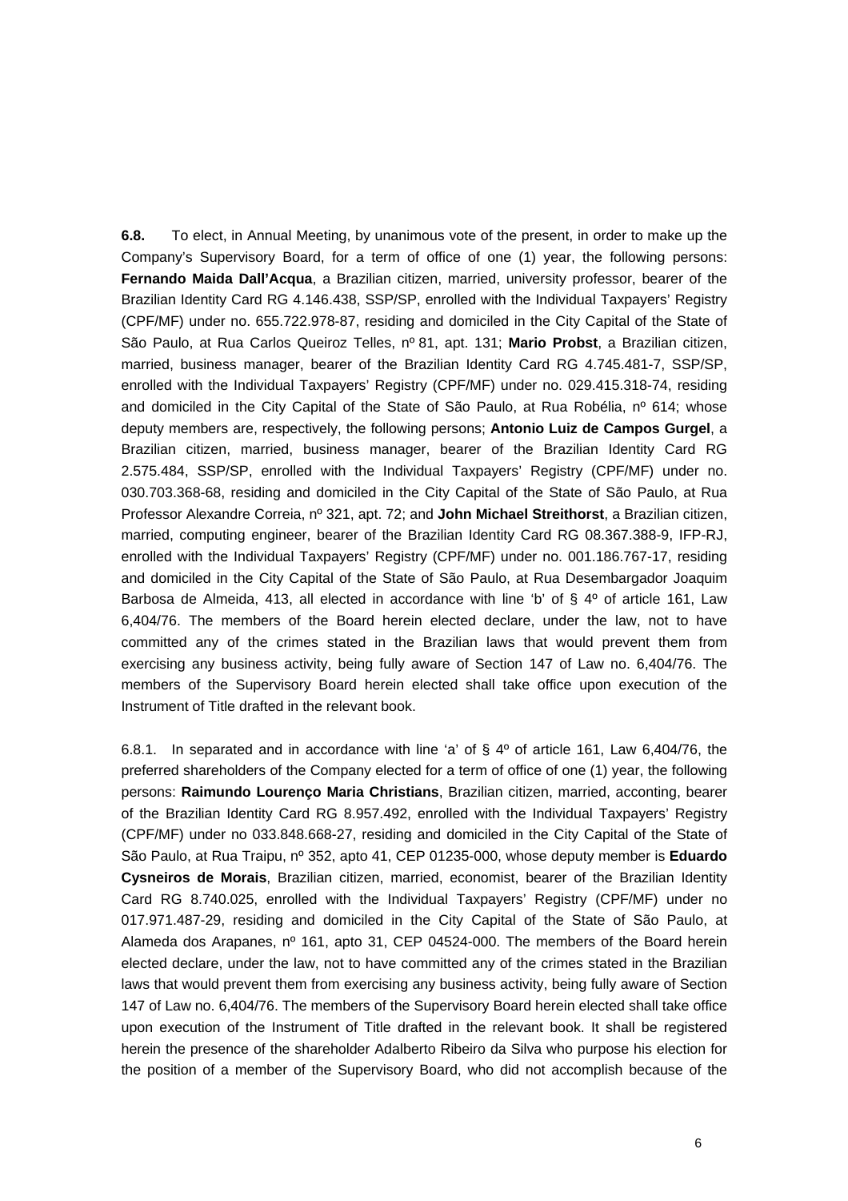**6.8.** To elect, in Annual Meeting, by unanimous vote of the present, in order to make up the Company's Supervisory Board, for a term of office of one (1) year, the following persons: **Fernando Maida Dall'Acqua**, a Brazilian citizen, married, university professor, bearer of the Brazilian Identity Card RG 4.146.438, SSP/SP, enrolled with the Individual Taxpayers' Registry (CPF/MF) under no. 655.722.978-87, residing and domiciled in the City Capital of the State of São Paulo, at Rua Carlos Queiroz Telles, nº 81, apt. 131; **Mario Probst**, a Brazilian citizen, married, business manager, bearer of the Brazilian Identity Card RG 4.745.481-7, SSP/SP, enrolled with the Individual Taxpayers' Registry (CPF/MF) under no. 029.415.318-74, residing and domiciled in the City Capital of the State of São Paulo, at Rua Robélia, nº 614; whose deputy members are, respectively, the following persons; **Antonio Luiz de Campos Gurgel**, a Brazilian citizen, married, business manager, bearer of the Brazilian Identity Card RG 2.575.484, SSP/SP, enrolled with the Individual Taxpayers' Registry (CPF/MF) under no. 030.703.368-68, residing and domiciled in the City Capital of the State of São Paulo, at Rua Professor Alexandre Correia, nº 321, apt. 72; and **John Michael Streithorst**, a Brazilian citizen, married, computing engineer, bearer of the Brazilian Identity Card RG 08.367.388-9, IFP-RJ, enrolled with the Individual Taxpayers' Registry (CPF/MF) under no. 001.186.767-17, residing and domiciled in the City Capital of the State of São Paulo, at Rua Desembargador Joaquim Barbosa de Almeida, 413, all elected in accordance with line 'b' of § 4º of article 161, Law 6,404/76. The members of the Board herein elected declare, under the law, not to have committed any of the crimes stated in the Brazilian laws that would prevent them from exercising any business activity, being fully aware of Section 147 of Law no. 6,404/76. The members of the Supervisory Board herein elected shall take office upon execution of the Instrument of Title drafted in the relevant book.

6.8.1. In separated and in accordance with line 'a' of § 4º of article 161, Law 6,404/76, the preferred shareholders of the Company elected for a term of office of one (1) year, the following persons: **Raimundo Lourenço Maria Christians**, Brazilian citizen, married, acconting, bearer of the Brazilian Identity Card RG 8.957.492, enrolled with the Individual Taxpayers' Registry (CPF/MF) under no 033.848.668-27, residing and domiciled in the City Capital of the State of São Paulo, at Rua Traipu, nº 352, apto 41, CEP 01235-000, whose deputy member is **Eduardo Cysneiros de Morais**, Brazilian citizen, married, economist, bearer of the Brazilian Identity Card RG 8.740.025, enrolled with the Individual Taxpayers' Registry (CPF/MF) under no 017.971.487-29, residing and domiciled in the City Capital of the State of São Paulo, at Alameda dos Arapanes, nº 161, apto 31, CEP 04524-000. The members of the Board herein elected declare, under the law, not to have committed any of the crimes stated in the Brazilian laws that would prevent them from exercising any business activity, being fully aware of Section 147 of Law no. 6,404/76. The members of the Supervisory Board herein elected shall take office upon execution of the Instrument of Title drafted in the relevant book. It shall be registered herein the presence of the shareholder Adalberto Ribeiro da Silva who purpose his election for the position of a member of the Supervisory Board, who did not accomplish because of the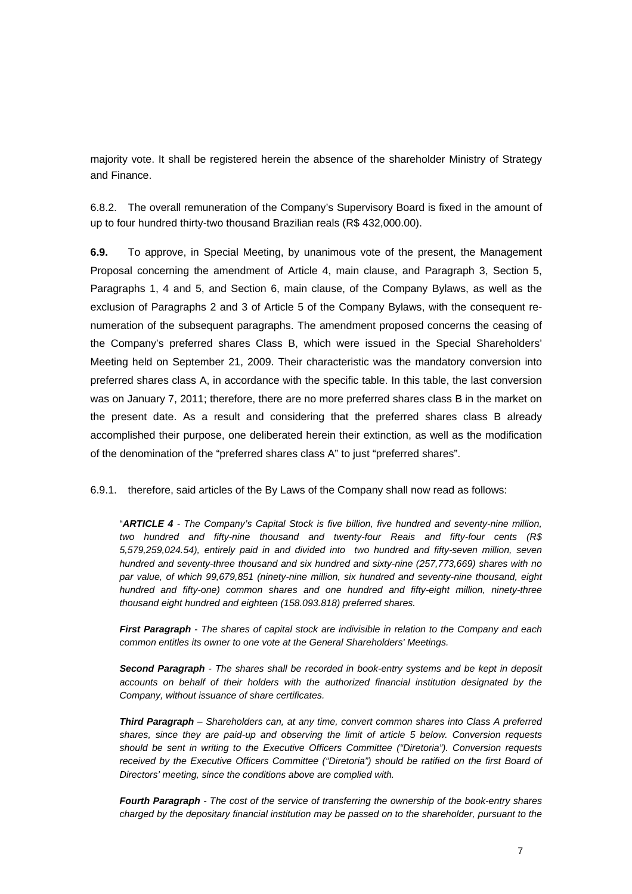majority vote. It shall be registered herein the absence of the shareholder Ministry of Strategy and Finance.

6.8.2. The overall remuneration of the Company's Supervisory Board is fixed in the amount of up to four hundred thirty-two thousand Brazilian reals (R$ 432,000.00).

**6.9.** To approve, in Special Meeting, by unanimous vote of the present, the Management Proposal concerning the amendment of Article 4, main clause, and Paragraph 3, Section 5, Paragraphs 1, 4 and 5, and Section 6, main clause, of the Company Bylaws, as well as the exclusion of Paragraphs 2 and 3 of Article 5 of the Company Bylaws, with the consequent re-numeration of the subsequent paragraphs. The amendment proposed concerns the ceasing of the Company's preferred shares Class B, which were issued in the Special Shareholders' Meeting held on September 21, 2009. Their characteristic was the mandatory conversion into preferred shares class A, in accordance with the specific table. In this table, the last conversion was on January 7, 2011; therefore, there are no more preferred shares class B in the market on the present date. As a result and considering that the preferred shares class B already accomplished their purpose, one deliberated herein their extinction, as well as the modification of the denomination of the "preferred shares class A" to just "preferred shares".

6.9.1. therefore, said articles of the By Laws of the Company shall now read as follows:

> "***ARTICLE 4*** *- The Company's Capital Stock is five billion, five hundred and seventy-nine million, two hundred and fifty-nine thousand and twenty-four Reais and fifty-four cents (R$ 5,579,259,024.54), entirely paid in and divided into two hundred and fifty-seven million, seven hundred and seventy-three thousand and six hundred and sixty-nine (257,773,669) shares with no par value, of which 99,679,851 (ninety-nine million, six hundred and seventy-nine thousand, eight hundred and fifty-one) common shares and one hundred and fifty-eight million, ninety-three thousand eight hundred and eighteen (158.093.818) preferred shares.*
>
> ***First Paragraph*** *- The shares of capital stock are indivisible in relation to the Company and each common entitles its owner to one vote at the General Shareholders' Meetings.*
>
> ***Second Paragraph*** *- The shares shall be recorded in book-entry systems and be kept in deposit accounts on behalf of their holders with the authorized financial institution designated by the Company, without issuance of share certificates.*
>
> ***Third Paragraph*** *– Shareholders can, at any time, convert common shares into Class A preferred shares, since they are paid-up and observing the limit of article 5 below. Conversion requests should be sent in writing to the Executive Officers Committee ("Diretoria"). Conversion requests received by the Executive Officers Committee ("Diretoria") should be ratified on the first Board of Directors' meeting, since the conditions above are complied with.*
>
> ***Fourth Paragraph*** *- The cost of the service of transferring the ownership of the book-entry shares charged by the depositary financial institution may be passed on to the shareholder, pursuant to the*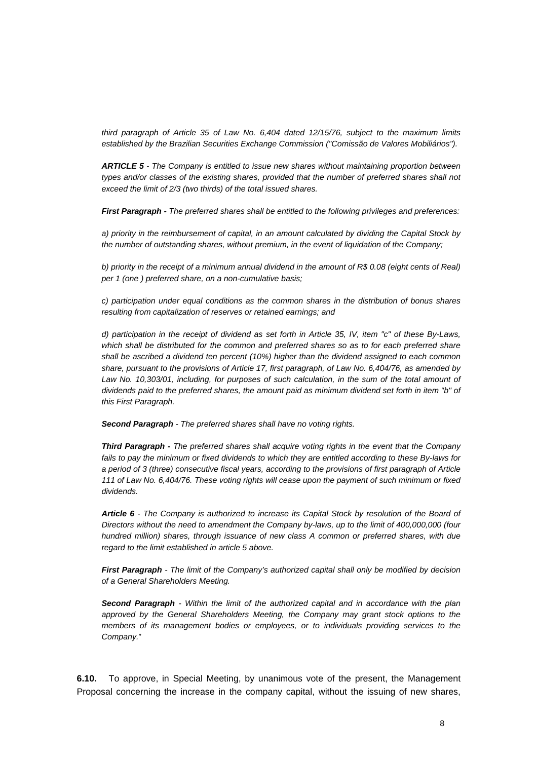*third paragraph of Article 35 of Law No. 6,404 dated 12/15/76, subject to the maximum limits established by the Brazilian Securities Exchange Commission ("Comissão de Valores Mobiliários").*

***ARTICLE 5** - The Company is entitled to issue new shares without maintaining proportion between types and/or classes of the existing shares, provided that the number of preferred shares shall not exceed the limit of 2/3 (two thirds) of the total issued shares.*

***First Paragraph -** The preferred shares shall be entitled to the following privileges and preferences:*

*a) priority in the reimbursement of capital, in an amount calculated by dividing the Capital Stock by the number of outstanding shares, without premium, in the event of liquidation of the Company;*

*b) priority in the receipt of a minimum annual dividend in the amount of R$ 0.08 (eight cents of Real) per 1 (one ) preferred share, on a non-cumulative basis;*

*c) participation under equal conditions as the common shares in the distribution of bonus shares resulting from capitalization of reserves or retained earnings; and*

*d) participation in the receipt of dividend as set forth in Article 35, IV, item "c" of these By-Laws, which shall be distributed for the common and preferred shares so as to for each preferred share shall be ascribed a dividend ten percent (10%) higher than the dividend assigned to each common share, pursuant to the provisions of Article 17, first paragraph, of Law No. 6,404/76, as amended by Law No. 10,303/01, including, for purposes of such calculation, in the sum of the total amount of dividends paid to the preferred shares, the amount paid as minimum dividend set forth in item "b" of this First Paragraph.*

***Second Paragraph** - The preferred shares shall have no voting rights.*

***Third Paragraph -** The preferred shares shall acquire voting rights in the event that the Company fails to pay the minimum or fixed dividends to which they are entitled according to these By-laws for a period of 3 (three) consecutive fiscal years, according to the provisions of first paragraph of Article 111 of Law No. 6,404/76. These voting rights will cease upon the payment of such minimum or fixed dividends.*

***Article 6** - The Company is authorized to increase its Capital Stock by resolution of the Board of Directors without the need to amendment the Company by-laws, up to the limit of 400,000,000 (four hundred million) shares, through issuance of new class A common or preferred shares, with due regard to the limit established in article 5 above.*

***First Paragraph** - The limit of the Company's authorized capital shall only be modified by decision of a General Shareholders Meeting.*

***Second Paragraph** - Within the limit of the authorized capital and in accordance with the plan approved by the General Shareholders Meeting, the Company may grant stock options to the members of its management bodies or employees, or to individuals providing services to the Company.*"

**6.10.** To approve, in Special Meeting, by unanimous vote of the present, the Management Proposal concerning the increase in the company capital, without the issuing of new shares,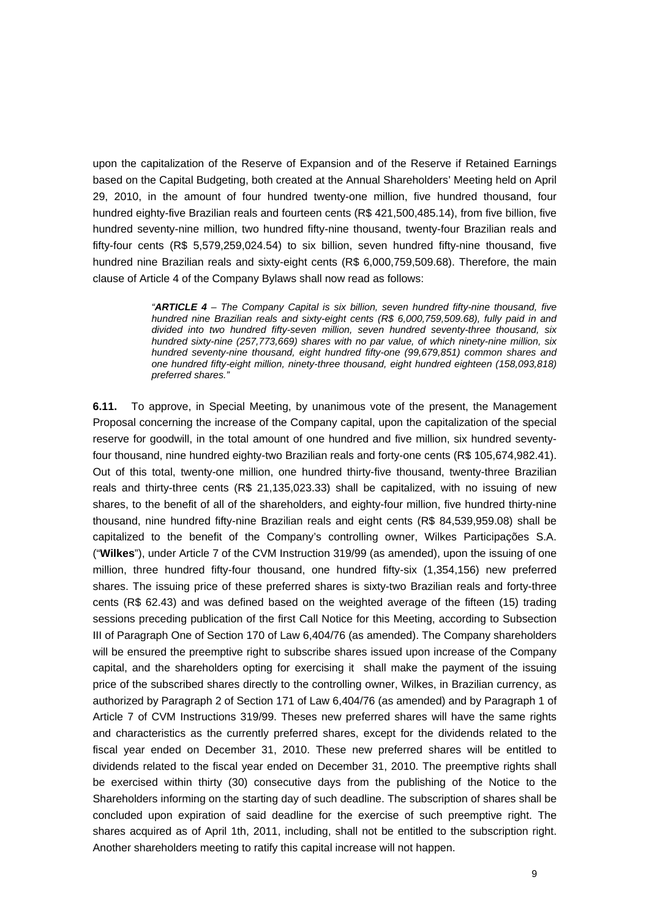upon the capitalization of the Reserve of Expansion and of the Reserve if Retained Earnings based on the Capital Budgeting, both created at the Annual Shareholders' Meeting held on April 29, 2010, in the amount of four hundred twenty-one million, five hundred thousand, four hundred eighty-five Brazilian reals and fourteen cents (R$ 421,500,485.14), from five billion, five hundred seventy-nine million, two hundred fifty-nine thousand, twenty-four Brazilian reals and fifty-four cents (R$ 5,579,259,024.54) to six billion, seven hundred fifty-nine thousand, five hundred nine Brazilian reals and sixty-eight cents (R$ 6,000,759,509.68). Therefore, the main clause of Article 4 of the Company Bylaws shall now read as follows:

> *"**ARTICLE 4** – The Company Capital is six billion, seven hundred fifty-nine thousand, five hundred nine Brazilian reals and sixty-eight cents (R$ 6,000,759,509.68), fully paid in and divided into two hundred fifty-seven million, seven hundred seventy-three thousand, six hundred sixty-nine (257,773,669) shares with no par value, of which ninety-nine million, six hundred seventy-nine thousand, eight hundred fifty-one (99,679,851) common shares and one hundred fifty-eight million, ninety-three thousand, eight hundred eighteen (158,093,818) preferred shares."*

**6.11.** To approve, in Special Meeting, by unanimous vote of the present, the Management Proposal concerning the increase of the Company capital, upon the capitalization of the special reserve for goodwill, in the total amount of one hundred and five million, six hundred seventy-four thousand, nine hundred eighty-two Brazilian reals and forty-one cents (R$ 105,674,982.41). Out of this total, twenty-one million, one hundred thirty-five thousand, twenty-three Brazilian reals and thirty-three cents (R$ 21,135,023.33) shall be capitalized, with no issuing of new shares, to the benefit of all of the shareholders, and eighty-four million, five hundred thirty-nine thousand, nine hundred fifty-nine Brazilian reals and eight cents (R$ 84,539,959.08) shall be capitalized to the benefit of the Company's controlling owner, Wilkes Participações S.A. ("**Wilkes**"), under Article 7 of the CVM Instruction 319/99 (as amended), upon the issuing of one million, three hundred fifty-four thousand, one hundred fifty-six (1,354,156) new preferred shares. The issuing price of these preferred shares is sixty-two Brazilian reals and forty-three cents (R$ 62.43) and was defined based on the weighted average of the fifteen (15) trading sessions preceding publication of the first Call Notice for this Meeting, according to Subsection III of Paragraph One of Section 170 of Law 6,404/76 (as amended). The Company shareholders will be ensured the preemptive right to subscribe shares issued upon increase of the Company capital, and the shareholders opting for exercising it shall make the payment of the issuing price of the subscribed shares directly to the controlling owner, Wilkes, in Brazilian currency, as authorized by Paragraph 2 of Section 171 of Law 6,404/76 (as amended) and by Paragraph 1 of Article 7 of CVM Instructions 319/99. Theses new preferred shares will have the same rights and characteristics as the currently preferred shares, except for the dividends related to the fiscal year ended on December 31, 2010. These new preferred shares will be entitled to dividends related to the fiscal year ended on December 31, 2010. The preemptive rights shall be exercised within thirty (30) consecutive days from the publishing of the Notice to the Shareholders informing on the starting day of such deadline. The subscription of shares shall be concluded upon expiration of said deadline for the exercise of such preemptive right. The shares acquired as of April 1th, 2011, including, shall not be entitled to the subscription right. Another shareholders meeting to ratify this capital increase will not happen.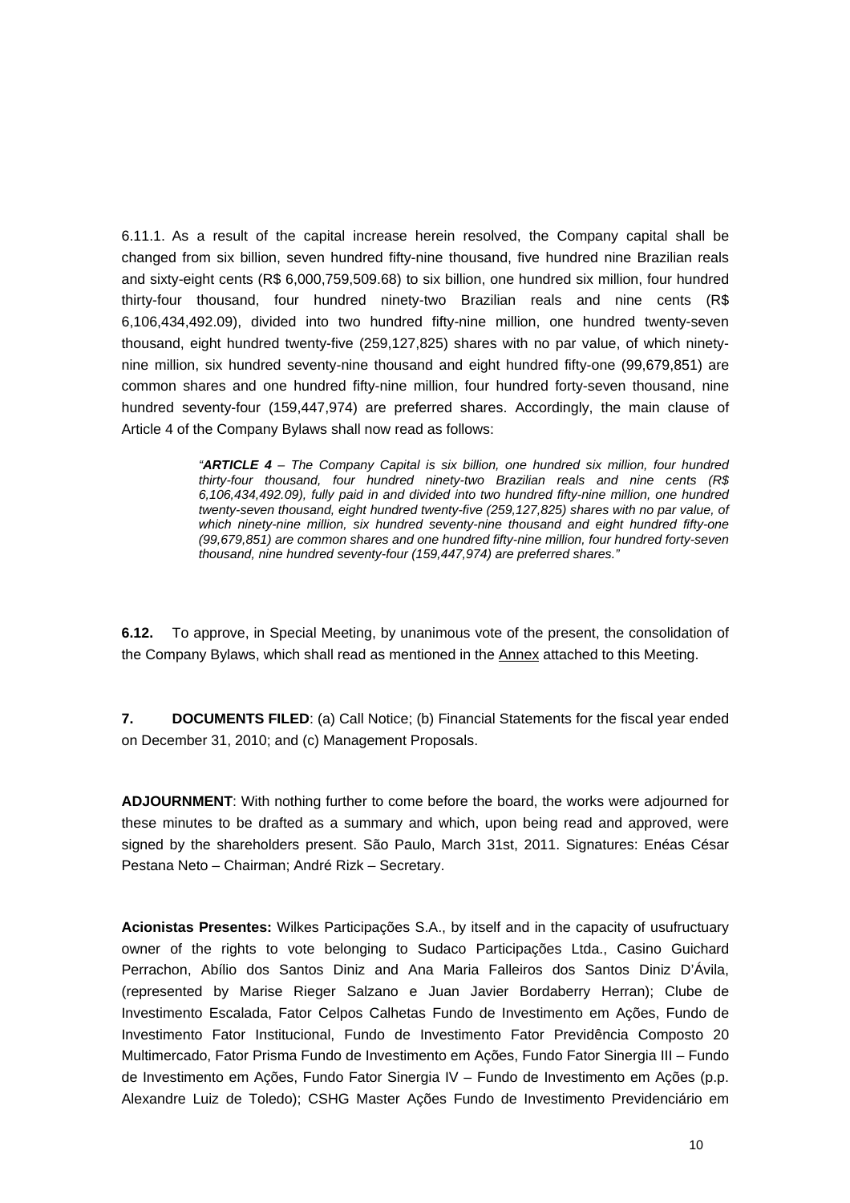6.11.1. As a result of the capital increase herein resolved, the Company capital shall be changed from six billion, seven hundred fifty-nine thousand, five hundred nine Brazilian reals and sixty-eight cents (R$ 6,000,759,509.68) to six billion, one hundred six million, four hundred thirty-four thousand, four hundred ninety-two Brazilian reals and nine cents (R$ 6,106,434,492.09), divided into two hundred fifty-nine million, one hundred twenty-seven thousand, eight hundred twenty-five (259,127,825) shares with no par value, of which ninety-nine million, six hundred seventy-nine thousand and eight hundred fifty-one (99,679,851) are common shares and one hundred fifty-nine million, four hundred forty-seven thousand, nine hundred seventy-four (159,447,974) are preferred shares. Accordingly, the main clause of Article 4 of the Company Bylaws shall now read as follows:

> *"**ARTICLE 4** – The Company Capital is six billion, one hundred six million, four hundred thirty-four thousand, four hundred ninety-two Brazilian reals and nine cents (R$ 6,106,434,492.09), fully paid in and divided into two hundred fifty-nine million, one hundred twenty-seven thousand, eight hundred twenty-five (259,127,825) shares with no par value, of which ninety-nine million, six hundred seventy-nine thousand and eight hundred fifty-one (99,679,851) are common shares and one hundred fifty-nine million, four hundred forty-seven thousand, nine hundred seventy-four (159,447,974) are preferred shares."*

**6.12.** To approve, in Special Meeting, by unanimous vote of the present, the consolidation of the Company Bylaws, which shall read as mentioned in the Annex attached to this Meeting.

**7. DOCUMENTS FILED**: (a) Call Notice; (b) Financial Statements for the fiscal year ended on December 31, 2010; and (c) Management Proposals.

**ADJOURNMENT**: With nothing further to come before the board, the works were adjourned for these minutes to be drafted as a summary and which, upon being read and approved, were signed by the shareholders present. São Paulo, March 31st, 2011. Signatures: Enéas César Pestana Neto – Chairman; André Rizk – Secretary.

**Acionistas Presentes:** Wilkes Participações S.A., by itself and in the capacity of usufructuary owner of the rights to vote belonging to Sudaco Participações Ltda., Casino Guichard Perrachon, Abílio dos Santos Diniz and Ana Maria Falleiros dos Santos Diniz D'Ávila, (represented by Marise Rieger Salzano e Juan Javier Bordaberry Herran); Clube de Investimento Escalada, Fator Celpos Calhetas Fundo de Investimento em Ações, Fundo de Investimento Fator Institucional, Fundo de Investimento Fator Previdência Composto 20 Multimercado, Fator Prisma Fundo de Investimento em Ações, Fundo Fator Sinergia III – Fundo de Investimento em Ações, Fundo Fator Sinergia IV – Fundo de Investimento em Ações (p.p. Alexandre Luiz de Toledo); CSHG Master Ações Fundo de Investimento Previdenciário em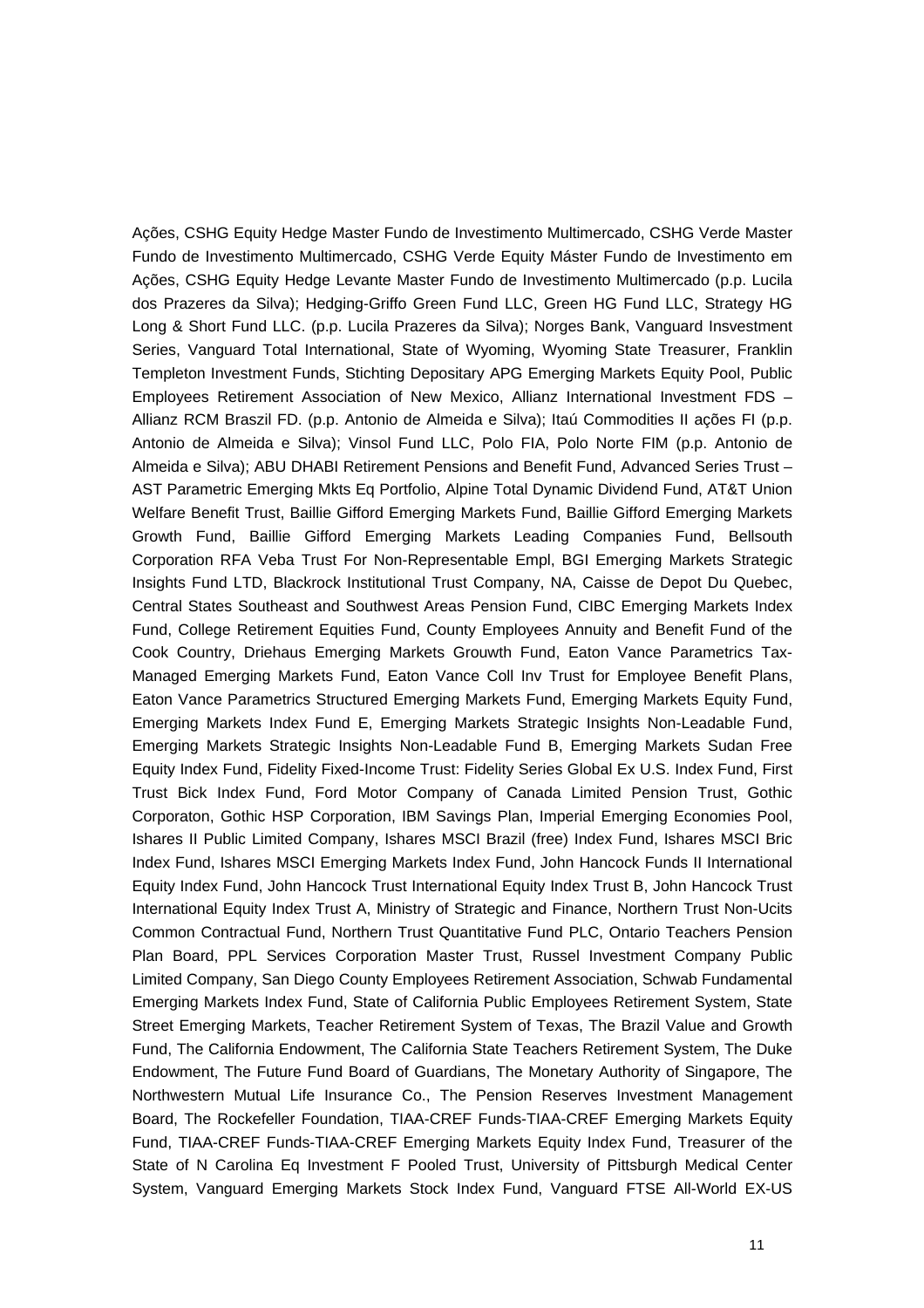Ações, CSHG Equity Hedge Master Fundo de Investimento Multimercado, CSHG Verde Master Fundo de Investimento Multimercado, CSHG Verde Equity Máster Fundo de Investimento em Ações, CSHG Equity Hedge Levante Master Fundo de Investimento Multimercado (p.p. Lucila dos Prazeres da Silva); Hedging-Griffo Green Fund LLC, Green HG Fund LLC, Strategy HG Long & Short Fund LLC. (p.p. Lucila Prazeres da Silva); Norges Bank, Vanguard Insvestment Series, Vanguard Total International, State of Wyoming, Wyoming State Treasurer, Franklin Templeton Investment Funds, Stichting Depositary APG Emerging Markets Equity Pool, Public Employees Retirement Association of New Mexico, Allianz International Investment FDS – Allianz RCM Braszil FD. (p.p. Antonio de Almeida e Silva); Itaú Commodities II ações FI (p.p. Antonio de Almeida e Silva); Vinsol Fund LLC, Polo FIA, Polo Norte FIM (p.p. Antonio de Almeida e Silva); ABU DHABI Retirement Pensions and Benefit Fund, Advanced Series Trust – AST Parametric Emerging Mkts Eq Portfolio, Alpine Total Dynamic Dividend Fund, AT&T Union Welfare Benefit Trust, Baillie Gifford Emerging Markets Fund, Baillie Gifford Emerging Markets Growth Fund, Baillie Gifford Emerging Markets Leading Companies Fund, Bellsouth Corporation RFA Veba Trust For Non-Representable Empl, BGI Emerging Markets Strategic Insights Fund LTD, Blackrock Institutional Trust Company, NA, Caisse de Depot Du Quebec, Central States Southeast and Southwest Areas Pension Fund, CIBC Emerging Markets Index Fund, College Retirement Equities Fund, County Employees Annuity and Benefit Fund of the Cook Country, Driehaus Emerging Markets Grouwth Fund, Eaton Vance Parametrics Tax-Managed Emerging Markets Fund, Eaton Vance Coll Inv Trust for Employee Benefit Plans, Eaton Vance Parametrics Structured Emerging Markets Fund, Emerging Markets Equity Fund, Emerging Markets Index Fund E, Emerging Markets Strategic Insights Non-Leadable Fund, Emerging Markets Strategic Insights Non-Leadable Fund B, Emerging Markets Sudan Free Equity Index Fund, Fidelity Fixed-Income Trust: Fidelity Series Global Ex U.S. Index Fund, First Trust Bick Index Fund, Ford Motor Company of Canada Limited Pension Trust, Gothic Corporaton, Gothic HSP Corporation, IBM Savings Plan, Imperial Emerging Economies Pool, Ishares II Public Limited Company, Ishares MSCI Brazil (free) Index Fund, Ishares MSCI Bric Index Fund, Ishares MSCI Emerging Markets Index Fund, John Hancock Funds II International Equity Index Fund, John Hancock Trust International Equity Index Trust B, John Hancock Trust International Equity Index Trust A, Ministry of Strategic and Finance, Northern Trust Non-Ucits Common Contractual Fund, Northern Trust Quantitative Fund PLC, Ontario Teachers Pension Plan Board, PPL Services Corporation Master Trust, Russel Investment Company Public Limited Company, San Diego County Employees Retirement Association, Schwab Fundamental Emerging Markets Index Fund, State of California Public Employees Retirement System, State Street Emerging Markets, Teacher Retirement System of Texas, The Brazil Value and Growth Fund, The California Endowment, The California State Teachers Retirement System, The Duke Endowment, The Future Fund Board of Guardians, The Monetary Authority of Singapore, The Northwestern Mutual Life Insurance Co., The Pension Reserves Investment Management Board, The Rockefeller Foundation, TIAA-CREF Funds-TIAA-CREF Emerging Markets Equity Fund, TIAA-CREF Funds-TIAA-CREF Emerging Markets Equity Index Fund, Treasurer of the State of N Carolina Eq Investment F Pooled Trust, University of Pittsburgh Medical Center System, Vanguard Emerging Markets Stock Index Fund, Vanguard FTSE All-World EX-US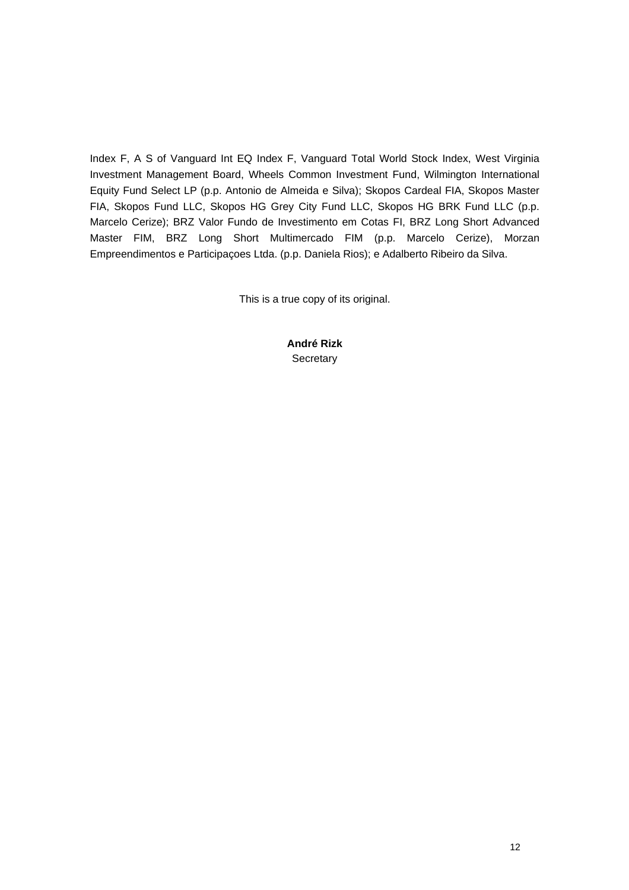Index F, A S of Vanguard Int EQ Index F, Vanguard Total World Stock Index, West Virginia Investment Management Board, Wheels Common Investment Fund, Wilmington International Equity Fund Select LP (p.p. Antonio de Almeida e Silva); Skopos Cardeal FIA, Skopos Master FIA, Skopos Fund LLC, Skopos HG Grey City Fund LLC, Skopos HG BRK Fund LLC (p.p. Marcelo Cerize); BRZ Valor Fundo de Investimento em Cotas FI, BRZ Long Short Advanced Master FIM, BRZ Long Short Multimercado FIM (p.p. Marcelo Cerize), Morzan Empreendimentos e Participaçoes Ltda. (p.p. Daniela Rios); e Adalberto Ribeiro da Silva.

This is a true copy of its original.

**André Rizk**
Secretary